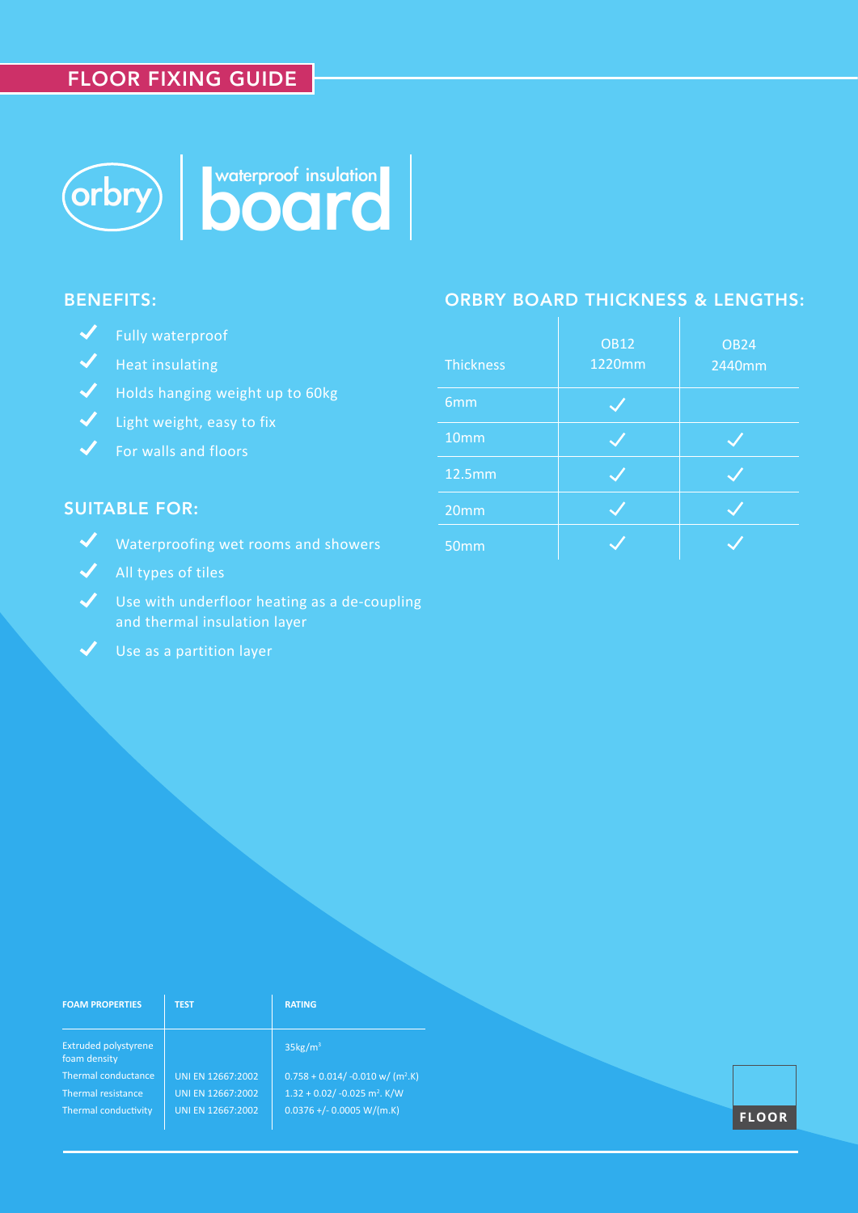## FLOOR FIXING GUIDE

# orbry | waterproof insulation board

## BENEFITS:

- ✓ Fully waterproof
- ✓ Heat insulating
- ✓ Holds hanging weight up to 60kg
- ✓ Light weight, easy to fix
- ✓ For walls and floors

## SUITABLE FOR:

- ✓ Waterproofing wet rooms and showers
- ✓ All types of tiles
- ✓ Use with underfloor heating as a de-coupling and thermal insulation layer
- ✓ Use as a partition layer

## ORBRY BOARD THICKNESS & LENGTHS:

| Thickness | OB12 1220mm | OB24 2440mm |
|---|---|---|
| 6mm | ✓ | |
| 10mm | ✓ | ✓ |
| 12.5mm | ✓ | ✓ |
| 20mm | ✓ | ✓ |
| 50mm | ✓ | ✓ |

| FOAM PROPERTIES | TEST | RATING |
|---|---|---|
| Extruded polystyrene foam density | | $35kg/m^3$ |
| Thermal conductance | UNI EN 12667:2002 | $0.758 + 0.014/ -0.010$ w/ ($m^2$.K) |
| Thermal resistance | UNI EN 12667:2002 | $1.32 + 0.02/ -0.025$ $m^2$. K/W |
| Thermal conductivity | UNI EN 12667:2002 | $0.0376$ +/- $0.0005$ W/(m.K) |

FLOOR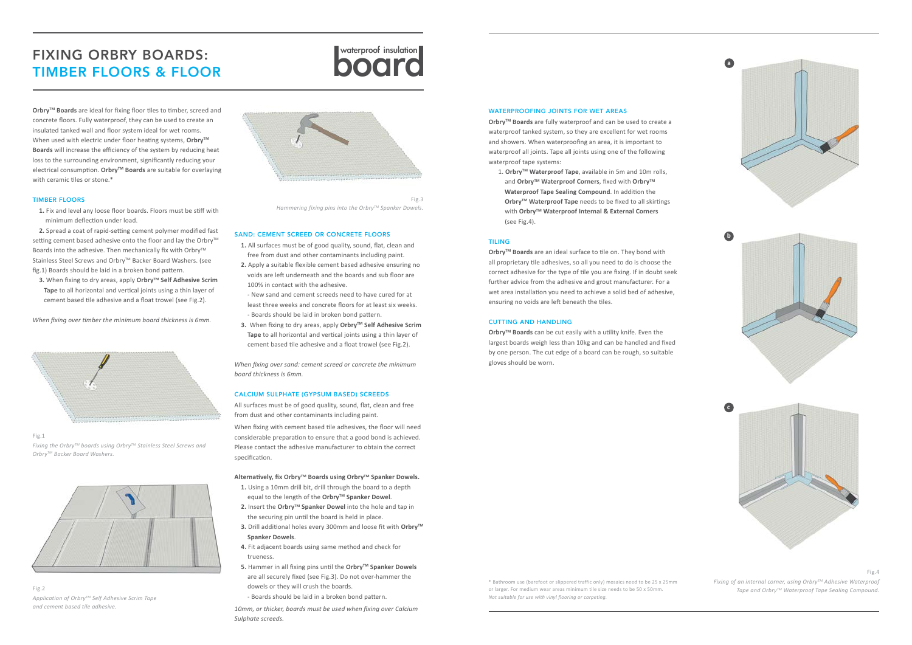# FIXING ORBRY BOARDS: TIMBER FLOORS & FLOOR

waterproof insulation board

**Orbry™ Boards** are ideal for fixing floor tiles to timber, screed and concrete floors. Fully waterproof, they can be used to create an insulated tanked wall and floor system ideal for wet rooms. When used with electric under floor heating systems, **Orbry™ Boards** will increase the efficiency of the system by reducing heat loss to the surrounding environment, significantly reducing your electrical consumption. **Orbry™ Boards** are suitable for overlaying with ceramic tiles or stone.*

## TIMBER FLOORS

**1.** Fix and level any loose floor boards. Floors must be stiff with minimum deflection under load.

**2.** Spread a coat of rapid-setting cement polymer modified fast setting cement based adhesive onto the floor and lay the Orbry™ Boards into the adhesive. Then mechanically fix with Orbry™ Stainless Steel Screws and Orbry™ Backer Board Washers. (see fig.1) Boards should be laid in a broken bond pattern.

**3.** When fixing to dry areas, apply **Orbry™ Self Adhesive Scrim Tape** to all horizontal and vertical joints using a thin layer of cement based tile adhesive and a float trowel (see Fig.2).

*When fixing over timber the minimum board thickness is 6mm.*

Fig.1
*Fixing the Orbry™ boards using Orbry™ Stainless Steel Screws and Orbry™ Backer Board Washers.*

Fig.2
*Application of Orbry™ Self Adhesive Scrim Tape and cement based tile adhesive.*

Fig.3
*Hammering fixing pins into the Orbry™ Spanker Dowels.*

## SAND: CEMENT SCREED OR CONCRETE FLOORS

**1.** All surfaces must be of good quality, sound, flat, clean and free from dust and other contaminants including paint.

**2.** Apply a suitable flexible cement based adhesive ensuring no voids are left underneath and the boards and sub floor are 100% in contact with the adhesive.

- New sand and cement screeds need to have cured for at least three weeks and concrete floors for at least six weeks.
- Boards should be laid in broken bond pattern.

**3.** When fixing to dry areas, apply **Orbry™ Self Adhesive Scrim Tape** to all horizontal and vertical joints using a thin layer of cement based tile adhesive and a float trowel (see Fig.2).

*When fixing over sand: cement screed or concrete the minimum board thickness is 6mm.*

## CALCIUM SULPHATE (GYPSUM BASED) SCREEDS

All surfaces must be of good quality, sound, flat, clean and free from dust and other contaminants including paint.

When fixing with cement based tile adhesives, the floor will need considerable preparation to ensure that a good bond is achieved. Please contact the adhesive manufacturer to obtain the correct specification.

**Alternatively, fix Orbry™ Boards using Orbry™ Spanker Dowels.**

1. Using a 10mm drill bit, drill through the board to a depth equal to the length of the **Orbry™ Spanker Dowel**.
2. Insert the **Orbry™ Spanker Dowel** into the hole and tap in the securing pin until the board is held in place.
3. Drill additional holes every 300mm and loose fit with **Orbry™ Spanker Dowels**.
4. Fit adjacent boards using same method and check for trueness.
5. Hammer in all fixing pins until the **Orbry™ Spanker Dowels** are all securely fixed (see Fig.3). Do not over-hammer the dowels or they will crush the boards.
   - Boards should be laid in a broken bond pattern.

*10mm, or thicker, boards must be used when fixing over Calcium Sulphate screeds.*

## WATERPROOFING JOINTS FOR WET AREAS

**Orbry™ Boards** are fully waterproof and can be used to create a waterproof tanked system, so they are excellent for wet rooms and showers. When waterproofing an area, it is important to waterproof all joints. Tape all joints using one of the following waterproof tape systems:

1. **Orbry™ Waterproof Tape**, available in 5m and 10m rolls, and **Orbry™ Waterproof Corners**, fixed with **Orbry™ Waterproof Tape Sealing Compound**. In addition the **Orbry™ Waterproof Tape** needs to be fixed to all skirtings with **Orbry™ Waterproof Internal & External Corners** (see Fig.4).

## TILING

**Orbry™ Boards** are an ideal surface to tile on. They bond with all proprietary tile adhesives, so all you need to do is choose the correct adhesive for the type of tile you are fixing. If in doubt seek further advice from the adhesive and grout manufacturer. For a wet area installation you need to achieve a solid bed of adhesive, ensuring no voids are left beneath the tiles.

## CUTTING AND HANDLING

**Orbry™ Boards** can be cut easily with a utility knife. Even the largest boards weigh less than 10kg and can be handled and fixed by one person. The cut edge of a board can be rough, so suitable gloves should be worn.

a

b

c

Fig.4
*Fixing of an internal corner, using Orbry™ Adhesive Waterproof Tape and Orbry™ Waterproof Tape Sealing Compound.*

\* Bathroom use (barefoot or slippered traffic only) mosaics need to be 25 x 25mm or larger. For medium wear areas minimum tile size needs to be 50 x 50mm. *Not suitable for use with vinyl flooring or carpeting.*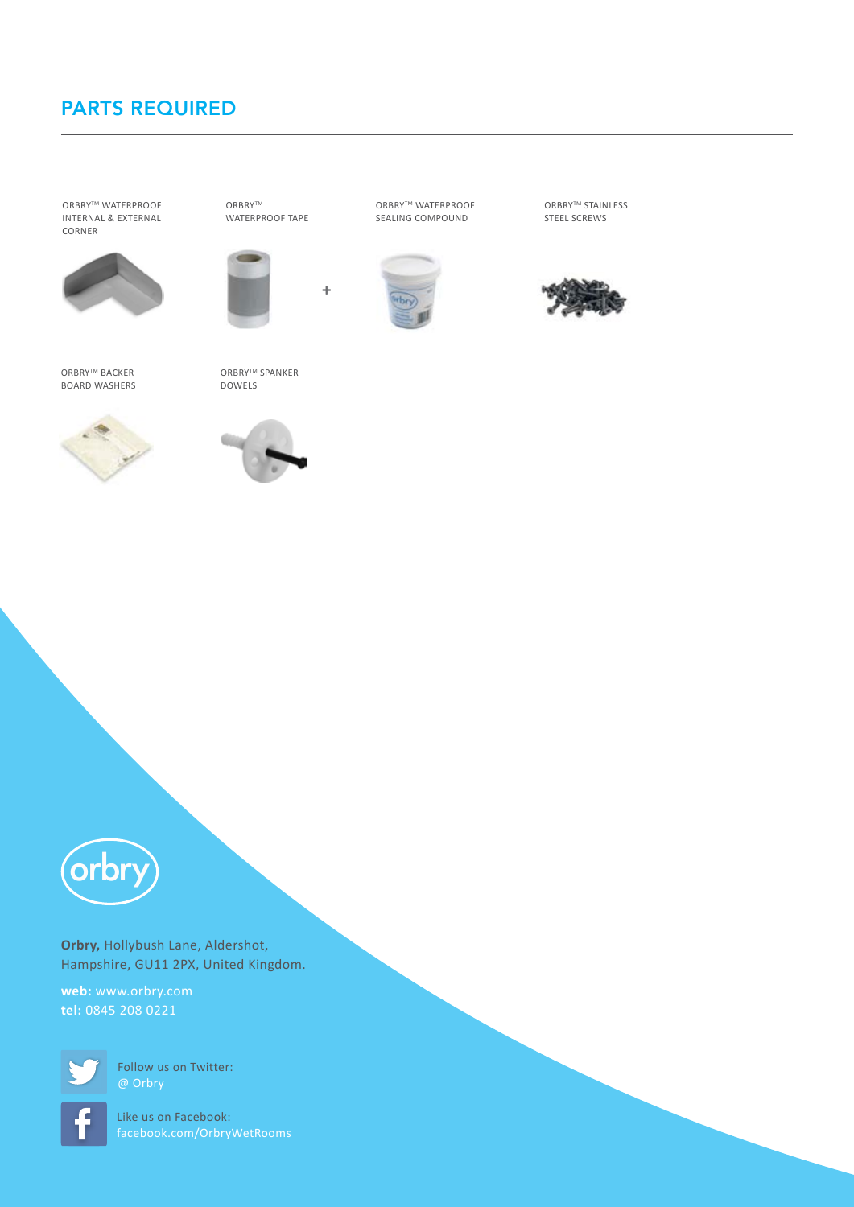## PARTS REQUIRED

ORBRY™ WATERPROOF INTERNAL & EXTERNAL CORNER

ORBRY™ WATERPROOF TAPE

+

ORBRY™ WATERPROOF SEALING COMPOUND

ORBRY™ STAINLESS STEEL SCREWS

ORBRY™ BACKER BOARD WASHERS

ORBRY™ SPANKER DOWELS

orbry

**Orbry,** Hollybush Lane, Aldershot, Hampshire, GU11 2PX, United Kingdom.

**web:** www.orbry.com
**tel:** 0845 208 0221

Follow us on Twitter:
@ Orbry

Like us on Facebook:
facebook.com/OrbryWetRooms